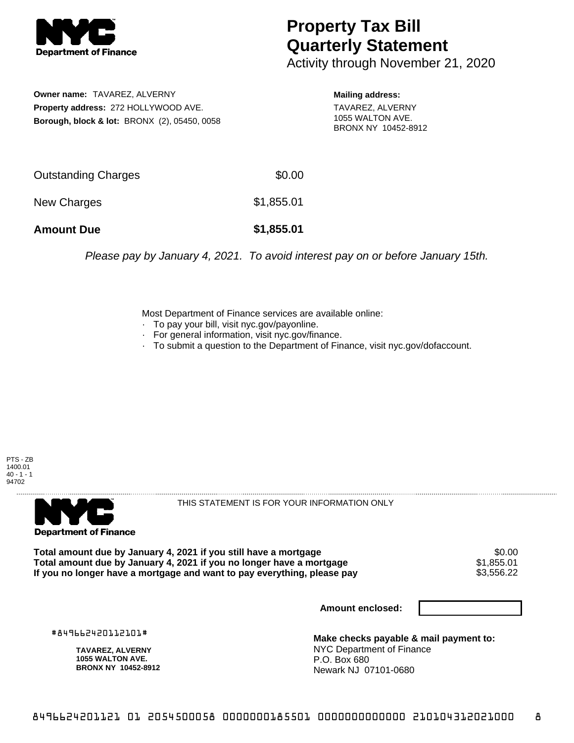# Property Tax Bill Quarterly Statement

Activity through November 21, 2020

**Owner name:** TAVAREZ, ALVERNY
**Property address:** 272 HOLLYWOOD AVE.
**Borough, block & lot:** BRONX (2), 05450, 0058

**Mailing address:**
TAVAREZ, ALVERNY
1055 WALTON AVE.
BRONX NY 10452-8912

| | |
|---|---|
| Outstanding Charges | $0.00 |
| New Charges | $1,855.01 |
| **Amount Due** | **$1,855.01** |

*Please pay by January 4, 2021. To avoid interest pay on or before January 15th.*

Most Department of Finance services are available online:
- To pay your bill, visit nyc.gov/payonline.
- For general information, visit nyc.gov/finance.
- To submit a question to the Department of Finance, visit nyc.gov/dofaccount.

PTS - ZB
1400.01
40 - 1 - 1
94702

THIS STATEMENT IS FOR YOUR INFORMATION ONLY

| | |
|---|---|
| **Total amount due by January 4, 2021 if you still have a mortgage** | $0.00 |
| **Total amount due by January 4, 2021 if you no longer have a mortgage** | $1,855.01 |
| **If you no longer have a mortgage and want to pay everything, please pay** | $3,556.22 |

**Amount enclosed:**

#849662420112101#

**TAVAREZ, ALVERNY**
**1055 WALTON AVE.**
**BRONX NY 10452-8912**

**Make checks payable & mail payment to:**
NYC Department of Finance
P.O. Box 680
Newark NJ 07101-0680

849662420112101 01 2054500058 0000000185501 0000000000000 210104312021000 8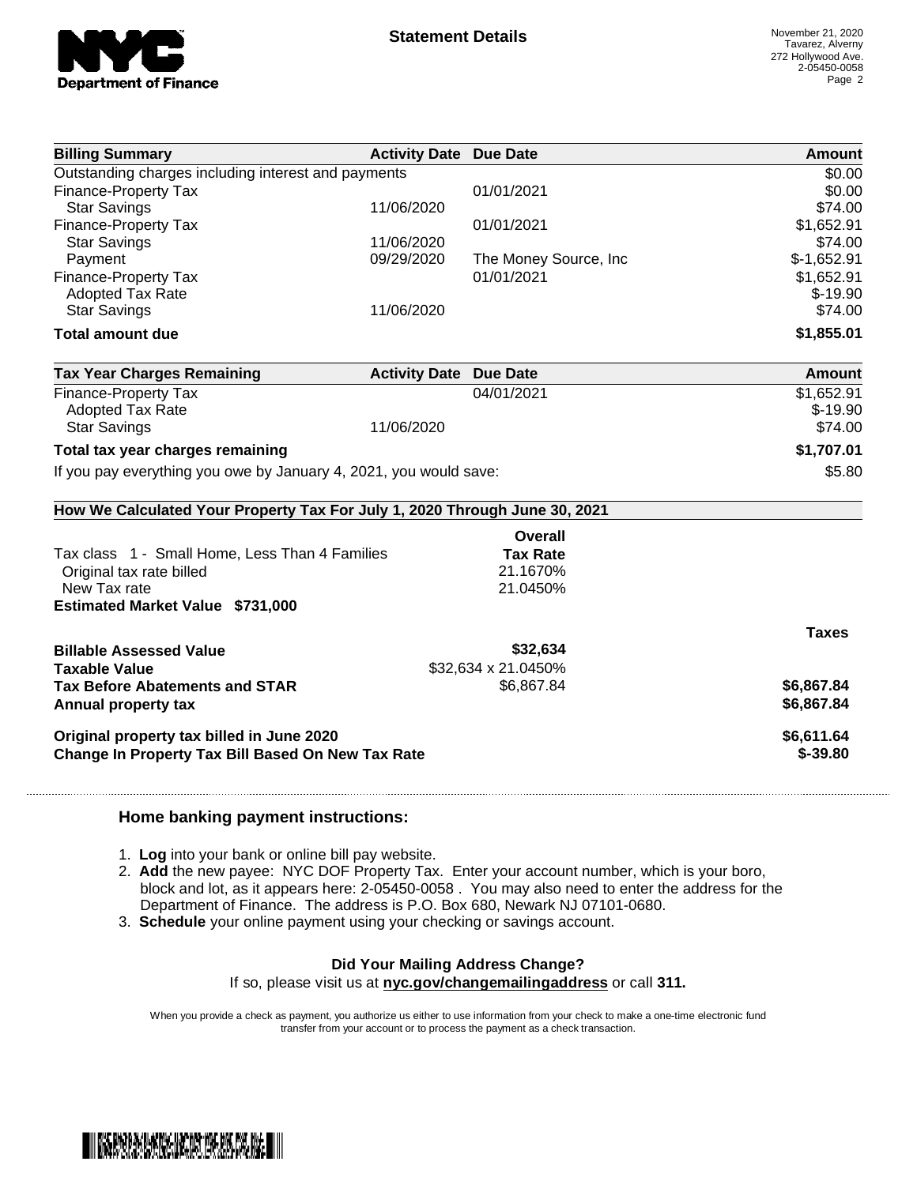**Statement Details**

November 21, 2020
Tavarez, Alverny
272 Hollywood Ave.
2-05450-0058

| Billing Summary | Activity Date | Due Date | Amount |
|---|---|---|---|
| Outstanding charges including interest and payments | | | $0.00 |
| Finance-Property Tax | | 01/01/2021 | $0.00 |
| Star Savings | 11/06/2020 | | $74.00 |
| Finance-Property Tax | | 01/01/2021 | $1,652.91 |
| Star Savings | 11/06/2020 | | $74.00 |
| Payment | 09/29/2020 | The Money Source, Inc | $-1,652.91 |
| Finance-Property Tax | | 01/01/2021 | $1,652.91 |
| Adopted Tax Rate | | | $-19.90 |
| Star Savings | 11/06/2020 | | $74.00 |
| **Total amount due** | | | **$1,855.01** |

| Tax Year Charges Remaining | Activity Date | Due Date | Amount |
|---|---|---|---|
| Finance-Property Tax | | 04/01/2021 | $1,652.91 |
| Adopted Tax Rate | | | $-19.90 |
| Star Savings | 11/06/2020 | | $74.00 |
| **Total tax year charges remaining** | | | **$1,707.01** |
| If you pay everything you owe by January 4, 2021, you would save: | | | $5.80 |

**How We Calculated Your Property Tax For July 1, 2020 Through June 30, 2021**

| | Overall Tax Rate | |
|---|---|---|
| Tax class 1 - Small Home, Less Than 4 Families | | |
| Original tax rate billed | 21.1670% | |
| New Tax rate | 21.0450% | |
| **Estimated Market Value $731,000** | | |
| | | **Taxes** |
| **Billable Assessed Value** | **$32,634** | |
| **Taxable Value** | $32,634 x 21.0450% | |
| **Tax Before Abatements and STAR** | $6,867.84 | **$6,867.84** |
| **Annual property tax** | | **$6,867.84** |
| **Original property tax billed in June 2020** | | **$6,611.64** |
| **Change In Property Tax Bill Based On New Tax Rate** | | **$-39.80** |

### Home banking payment instructions:

1. **Log** into your bank or online bill pay website.
2. **Add** the new payee: NYC DOF Property Tax. Enter your account number, which is your boro, block and lot, as it appears here: 2-05450-0058 . You may also need to enter the address for the Department of Finance. The address is P.O. Box 680, Newark NJ 07101-0680.
3. **Schedule** your online payment using your checking or savings account.

**Did Your Mailing Address Change?**
If so, please visit us at **nyc.gov/changemailingaddress** or call **311.**

When you provide a check as payment, you authorize us either to use information from your check to make a one-time electronic fund transfer from your account or to process the payment as a check transaction.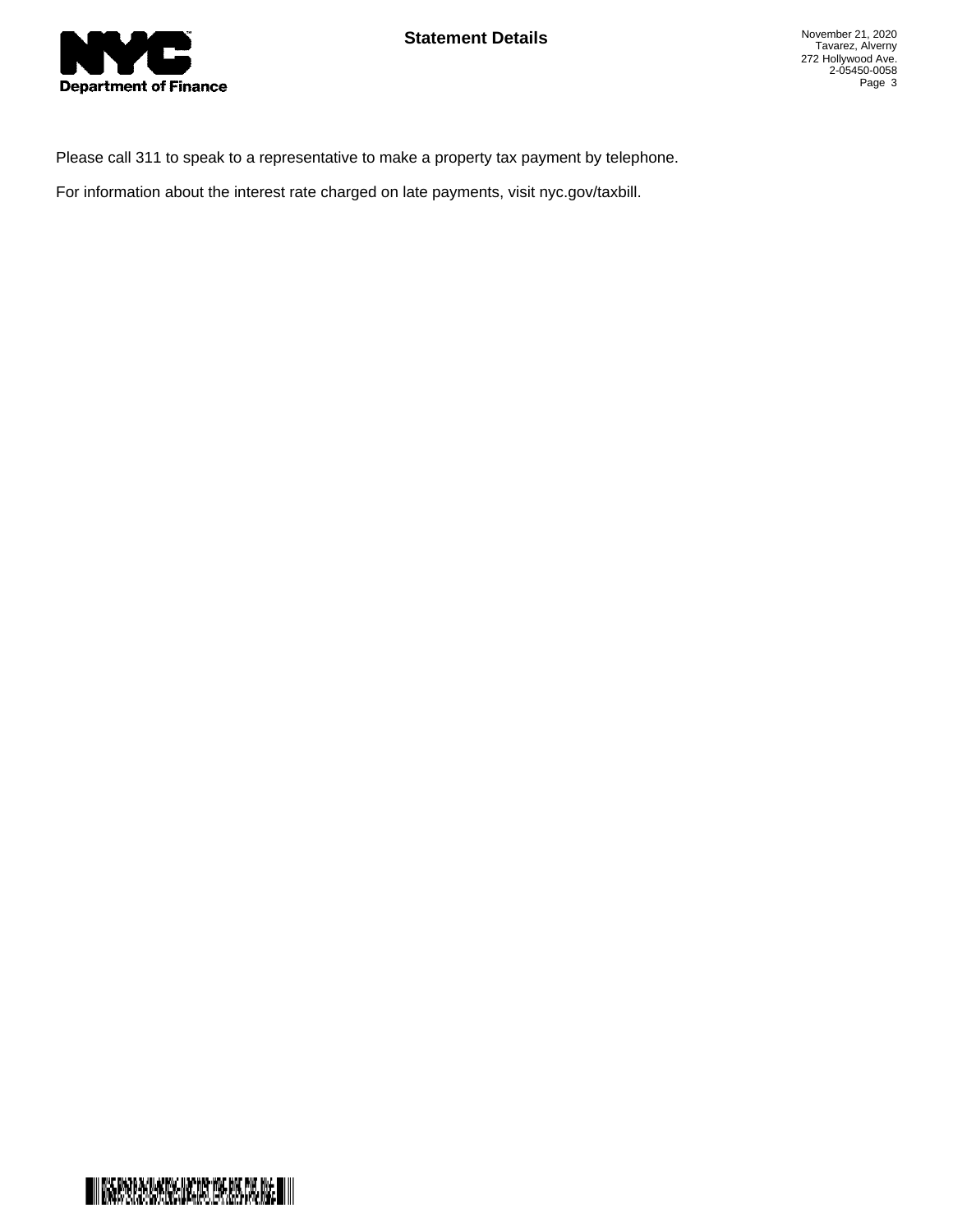Please call 311 to speak to a representative to make a property tax payment by telephone.

For information about the interest rate charged on late payments, visit nyc.gov/taxbill.